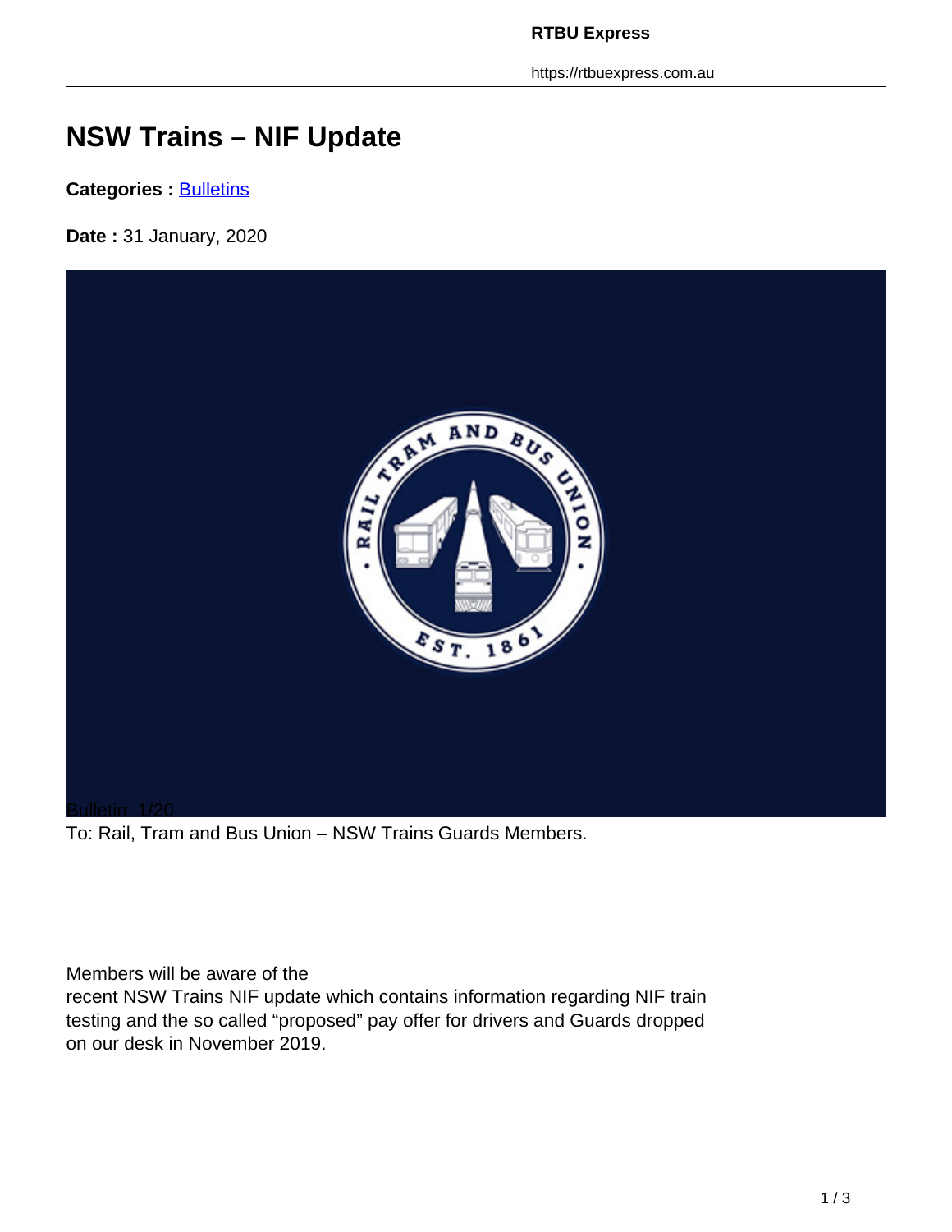# NSW Trains – NIF Update

**Categories :** Bulletins

**Date :** 31 January, 2020

Bulletin: 1/20

To: Rail, Tram and Bus Union – NSW Trains Guards Members.

Members will be aware of the recent NSW Trains NIF update which contains information regarding NIF train testing and the so called "proposed" pay offer for drivers and Guards dropped on our desk in November 2019.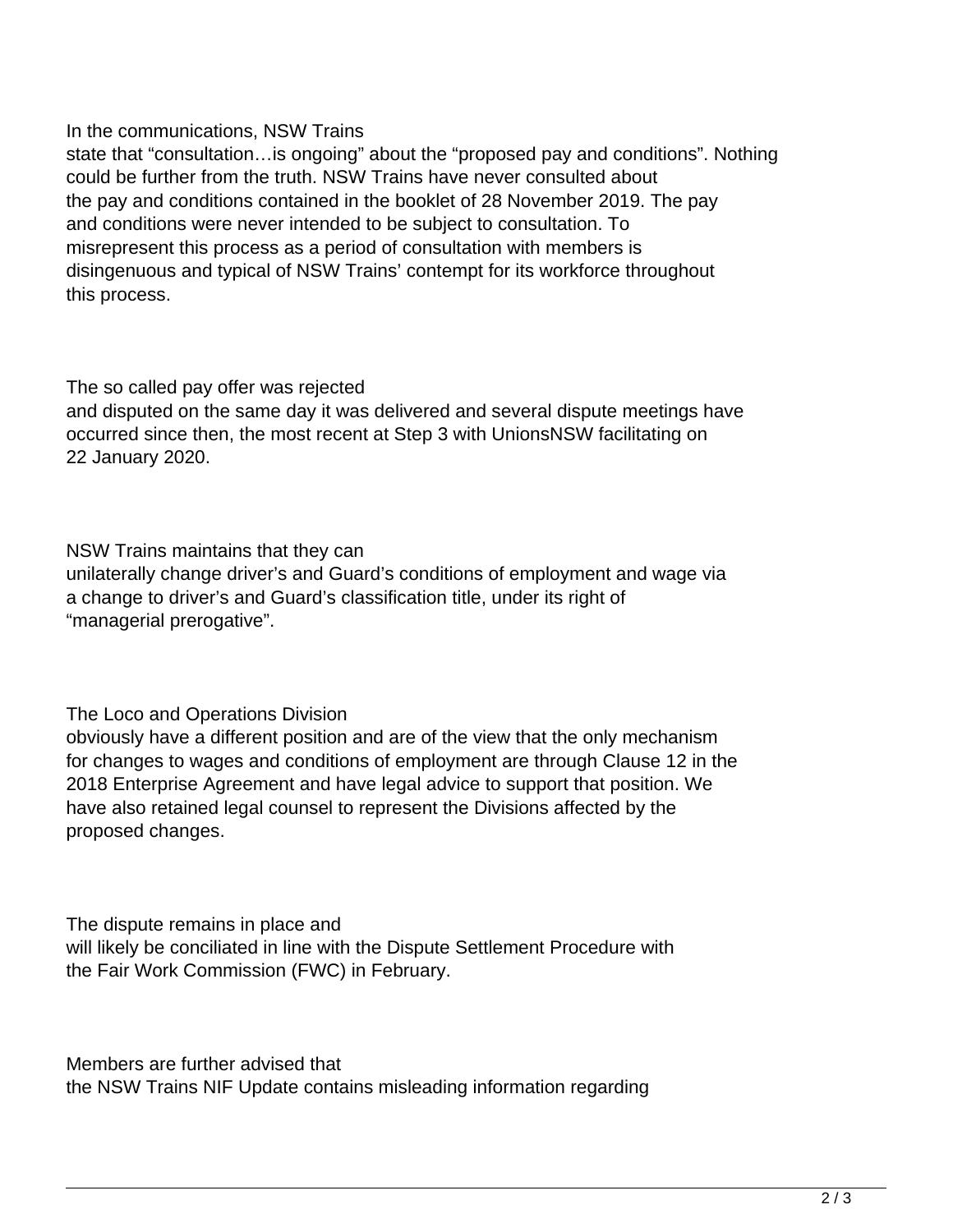In the communications, NSW Trains state that "consultation…is ongoing" about the "proposed pay and conditions". Nothing could be further from the truth. NSW Trains have never consulted about the pay and conditions contained in the booklet of 28 November 2019. The pay and conditions were never intended to be subject to consultation. To misrepresent this process as a period of consultation with members is disingenuous and typical of NSW Trains' contempt for its workforce throughout this process.

The so called pay offer was rejected and disputed on the same day it was delivered and several dispute meetings have occurred since then, the most recent at Step 3 with UnionsNSW facilitating on 22 January 2020.

NSW Trains maintains that they can unilaterally change driver's and Guard's conditions of employment and wage via a change to driver's and Guard's classification title, under its right of "managerial prerogative".

The Loco and Operations Division obviously have a different position and are of the view that the only mechanism for changes to wages and conditions of employment are through Clause 12 in the 2018 Enterprise Agreement and have legal advice to support that position. We have also retained legal counsel to represent the Divisions affected by the proposed changes.

The dispute remains in place and will likely be conciliated in line with the Dispute Settlement Procedure with the Fair Work Commission (FWC) in February.

Members are further advised that the NSW Trains NIF Update contains misleading information regarding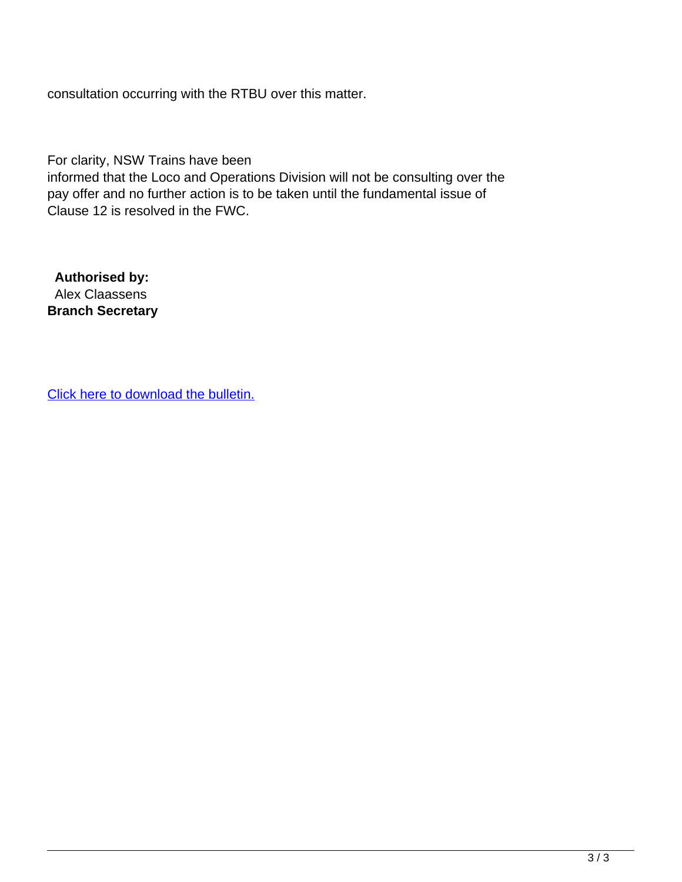consultation occurring with the RTBU over this matter.

For clarity, NSW Trains have been
informed that the Loco and Operations Division will not be consulting over the pay offer and no further action is to be taken until the fundamental issue of Clause 12 is resolved in the FWC.

**Authorised by:**
Alex Claassens
**Branch Secretary**

Click here to download the bulletin.